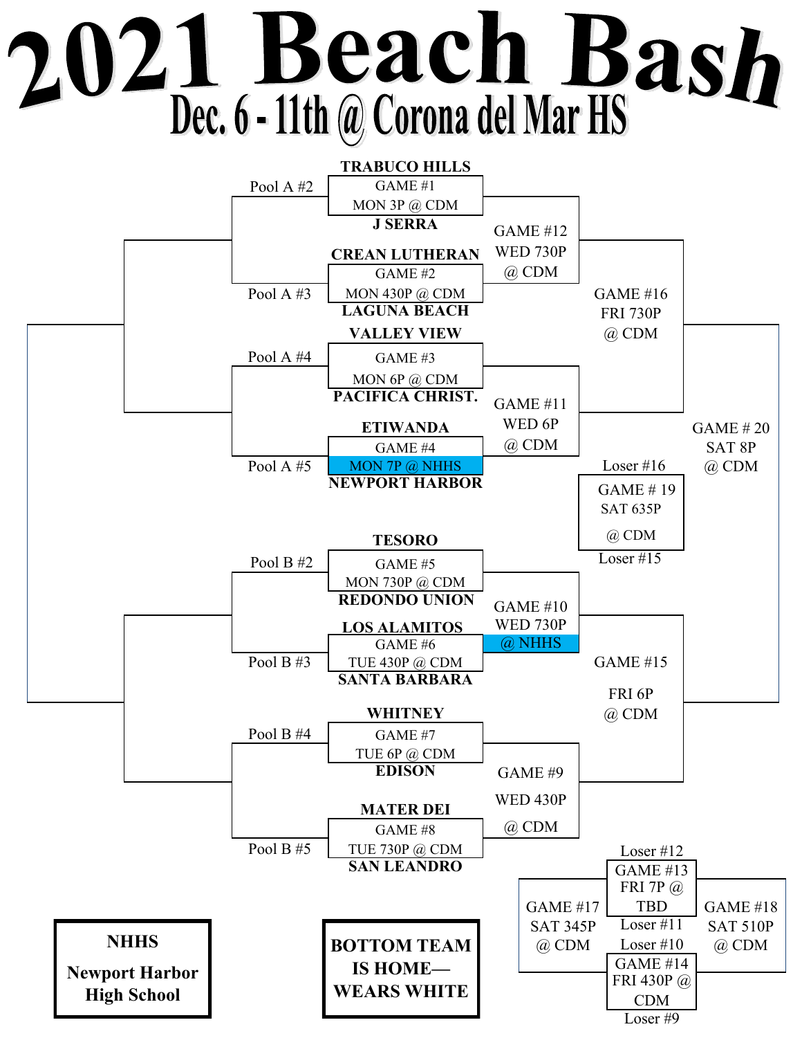# 2021 Beach Bash

## Dec. 6 - 11th @ Corona del Mar HS

Pool A #2 — TRABUCO HILLS
GAME #1
MON 3P @ CDM
J SERRA

CREAN LUTHERAN
GAME #2
MON 430P @ CDM
Pool A #3 — LAGUNA BEACH

GAME #12
WED 730P
@ CDM

VALLEY VIEW
Pool A #4
GAME #3
MON 6P @ CDM
PACIFICA CHRIST.

GAME #16
FRI 730P
@ CDM

GAME #11
WED 6P
@ CDM

ETIWANDA
GAME #4
MON 7P @ NHHS
Pool A #5 — NEWPORT HARBOR

Loser #16
GAME # 19
SAT 635P
@ CDM
Loser #15

GAME # 20
SAT 8P
@ CDM

Pool B #2 — TESORO
GAME #5
MON 730P @ CDM
REDONDO UNION

LOS ALAMITOS
GAME #6
TUE 430P @ CDM
Pool B #3 — SANTA BARBARA

GAME #10
WED 730P
@ NHHS

GAME #15
FRI 6P
@ CDM

WHITNEY
Pool B #4
GAME #7
TUE 6P @ CDM
EDISON

GAME #9
WED 430P
@ CDM

MATER DEI
GAME #8
TUE 730P @ CDM
Pool B #5 — SAN LEANDRO

Loser #12
GAME #13
FRI 7P @
TBD
Loser #11

GAME #17
SAT 345P
@ CDM

GAME #18
SAT 510P
@ CDM

Loser #10
GAME #14
FRI 430P @
CDM
Loser #9

**NHHS**
**Newport Harbor High School**

**BOTTOM TEAM IS HOME— WEARS WHITE**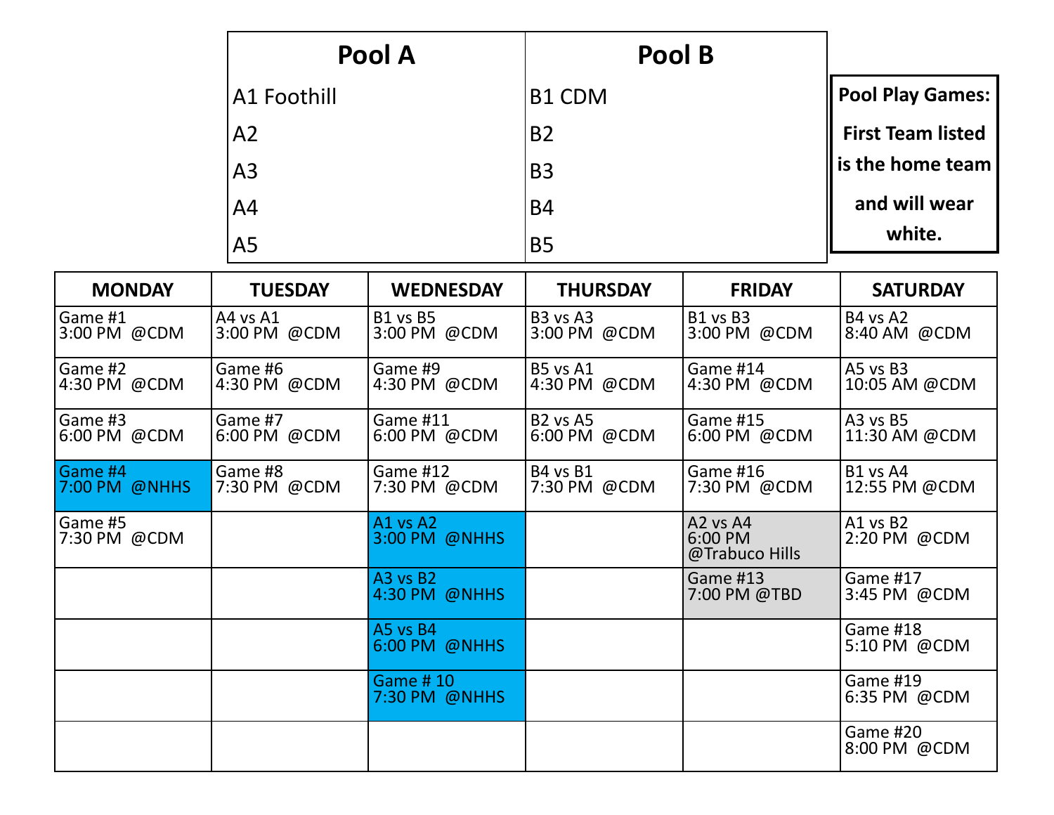| Pool A | Pool B |
|---|---|
| A1 Foothill | B1 CDM |
| A2 | B2 |
| A3 | B3 |
| A4 | B4 |
| A5 | B5 |

**Pool Play Games: First Team listed is the home team and will wear white.**

| MONDAY | TUESDAY | WEDNESDAY | THURSDAY | FRIDAY | SATURDAY |
|---|---|---|---|---|---|
| Game #1<br>3:00 PM @CDM | A4 vs A1<br>3:00 PM @CDM | B1 vs B5<br>3:00 PM @CDM | B3 vs A3<br>3:00 PM @CDM | B1 vs B3<br>3:00 PM @CDM | B4 vs A2<br>8:40 AM @CDM |
| Game #2<br>4:30 PM @CDM | Game #6<br>4:30 PM @CDM | Game #9<br>4:30 PM @CDM | B5 vs A1<br>4:30 PM @CDM | Game #14<br>4:30 PM @CDM | A5 vs B3<br>10:05 AM @CDM |
| Game #3<br>6:00 PM @CDM | Game #7<br>6:00 PM @CDM | Game #11<br>6:00 PM @CDM | B2 vs A5<br>6:00 PM @CDM | Game #15<br>6:00 PM @CDM | A3 vs B5<br>11:30 AM @CDM |
| Game #4<br>7:00 PM @NHHS | Game #8<br>7:30 PM @CDM | Game #12<br>7:30 PM @CDM | B4 vs B1<br>7:30 PM @CDM | Game #16<br>7:30 PM @CDM | B1 vs A4<br>12:55 PM @CDM |
| Game #5<br>7:30 PM @CDM | | A1 vs A2<br>3:00 PM @NHHS | | A2 vs A4<br>6:00 PM<br>@Trabuco Hills | A1 vs B2<br>2:20 PM @CDM |
| | | A3 vs B2<br>4:30 PM @NHHS | | Game #13<br>7:00 PM @TBD | Game #17<br>3:45 PM @CDM |
| | | A5 vs B4<br>6:00 PM @NHHS | | | Game #18<br>5:10 PM @CDM |
| | | Game # 10<br>7:30 PM @NHHS | | | Game #19<br>6:35 PM @CDM |
| | | | | | Game #20<br>8:00 PM @CDM |